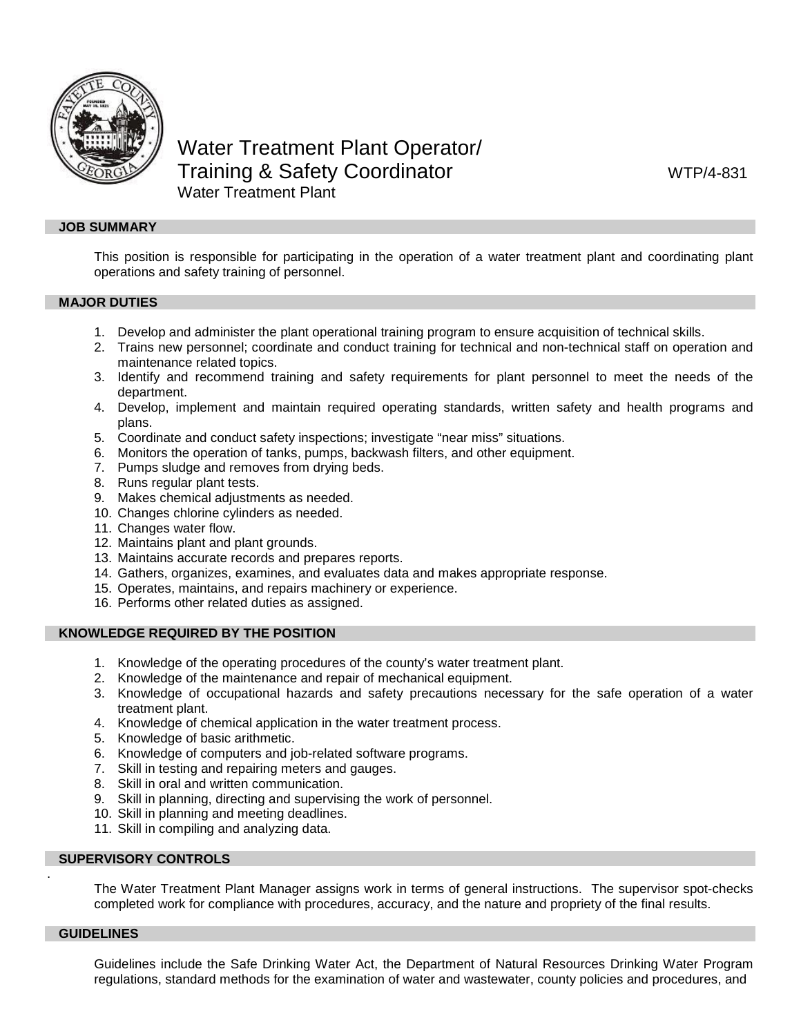# Water Treatment Plant Operator/ Training & Safety Coordinator

WTP/4-831

Water Treatment Plant

## JOB SUMMARY

This position is responsible for participating in the operation of a water treatment plant and coordinating plant operations and safety training of personnel.

## MAJOR DUTIES

1. Develop and administer the plant operational training program to ensure acquisition of technical skills.
2. Trains new personnel; coordinate and conduct training for technical and non-technical staff on operation and maintenance related topics.
3. Identify and recommend training and safety requirements for plant personnel to meet the needs of the department.
4. Develop, implement and maintain required operating standards, written safety and health programs and plans.
5. Coordinate and conduct safety inspections; investigate "near miss" situations.
6. Monitors the operation of tanks, pumps, backwash filters, and other equipment.
7. Pumps sludge and removes from drying beds.
8. Runs regular plant tests.
9. Makes chemical adjustments as needed.
10. Changes chlorine cylinders as needed.
11. Changes water flow.
12. Maintains plant and plant grounds.
13. Maintains accurate records and prepares reports.
14. Gathers, organizes, examines, and evaluates data and makes appropriate response.
15. Operates, maintains, and repairs machinery or experience.
16. Performs other related duties as assigned.

## KNOWLEDGE REQUIRED BY THE POSITION

1. Knowledge of the operating procedures of the county's water treatment plant.
2. Knowledge of the maintenance and repair of mechanical equipment.
3. Knowledge of occupational hazards and safety precautions necessary for the safe operation of a water treatment plant.
4. Knowledge of chemical application in the water treatment process.
5. Knowledge of basic arithmetic.
6. Knowledge of computers and job-related software programs.
7. Skill in testing and repairing meters and gauges.
8. Skill in oral and written communication.
9. Skill in planning, directing and supervising the work of personnel.
10. Skill in planning and meeting deadlines.
11. Skill in compiling and analyzing data.

## SUPERVISORY CONTROLS

The Water Treatment Plant Manager assigns work in terms of general instructions. The supervisor spot-checks completed work for compliance with procedures, accuracy, and the nature and propriety of the final results.

## GUIDELINES

Guidelines include the Safe Drinking Water Act, the Department of Natural Resources Drinking Water Program regulations, standard methods for the examination of water and wastewater, county policies and procedures, and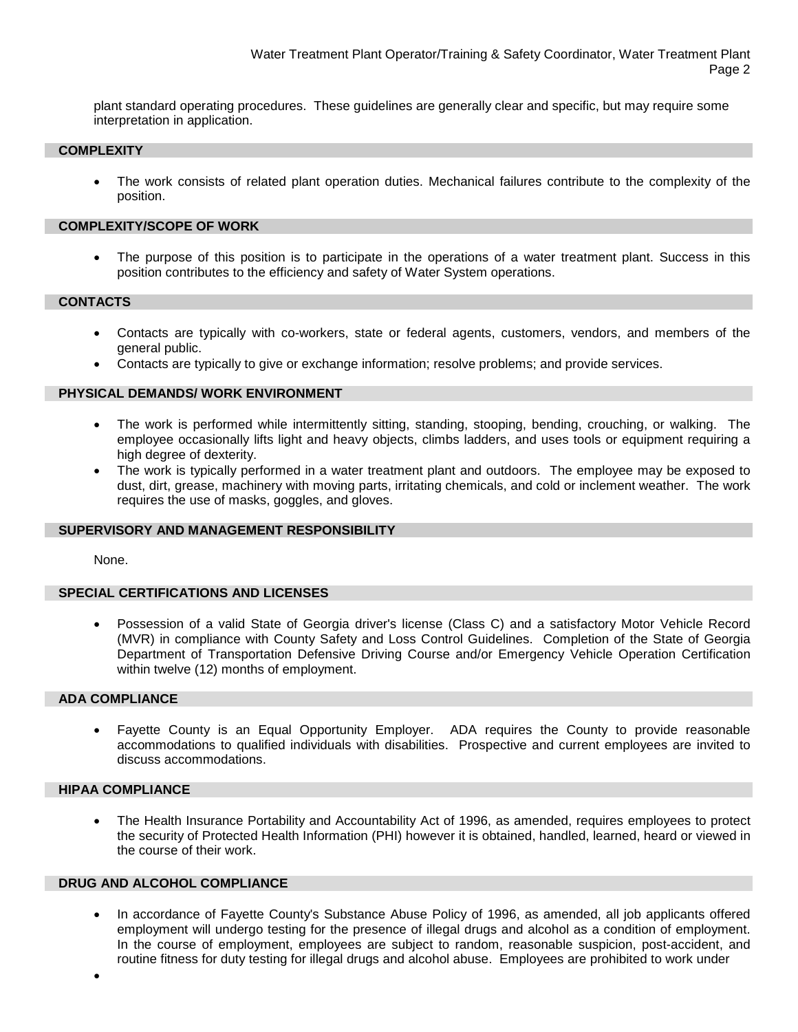plant standard operating procedures. These guidelines are generally clear and specific, but may require some interpretation in application.

## COMPLEXITY

- The work consists of related plant operation duties. Mechanical failures contribute to the complexity of the position.

## COMPLEXITY/SCOPE OF WORK

- The purpose of this position is to participate in the operations of a water treatment plant. Success in this position contributes to the efficiency and safety of Water System operations.

## CONTACTS

- Contacts are typically with co-workers, state or federal agents, customers, vendors, and members of the general public.
- Contacts are typically to give or exchange information; resolve problems; and provide services.

## PHYSICAL DEMANDS/ WORK ENVIRONMENT

- The work is performed while intermittently sitting, standing, stooping, bending, crouching, or walking. The employee occasionally lifts light and heavy objects, climbs ladders, and uses tools or equipment requiring a high degree of dexterity.
- The work is typically performed in a water treatment plant and outdoors. The employee may be exposed to dust, dirt, grease, machinery with moving parts, irritating chemicals, and cold or inclement weather. The work requires the use of masks, goggles, and gloves.

## SUPERVISORY AND MANAGEMENT RESPONSIBILITY

None.

## SPECIAL CERTIFICATIONS AND LICENSES

- Possession of a valid State of Georgia driver's license (Class C) and a satisfactory Motor Vehicle Record (MVR) in compliance with County Safety and Loss Control Guidelines. Completion of the State of Georgia Department of Transportation Defensive Driving Course and/or Emergency Vehicle Operation Certification within twelve (12) months of employment.

## ADA COMPLIANCE

- Fayette County is an Equal Opportunity Employer. ADA requires the County to provide reasonable accommodations to qualified individuals with disabilities. Prospective and current employees are invited to discuss accommodations.

## HIPAA COMPLIANCE

- The Health Insurance Portability and Accountability Act of 1996, as amended, requires employees to protect the security of Protected Health Information (PHI) however it is obtained, handled, learned, heard or viewed in the course of their work.

## DRUG AND ALCOHOL COMPLIANCE

- In accordance of Fayette County's Substance Abuse Policy of 1996, as amended, all job applicants offered employment will undergo testing for the presence of illegal drugs and alcohol as a condition of employment. In the course of employment, employees are subject to random, reasonable suspicion, post-accident, and routine fitness for duty testing for illegal drugs and alcohol abuse. Employees are prohibited to work under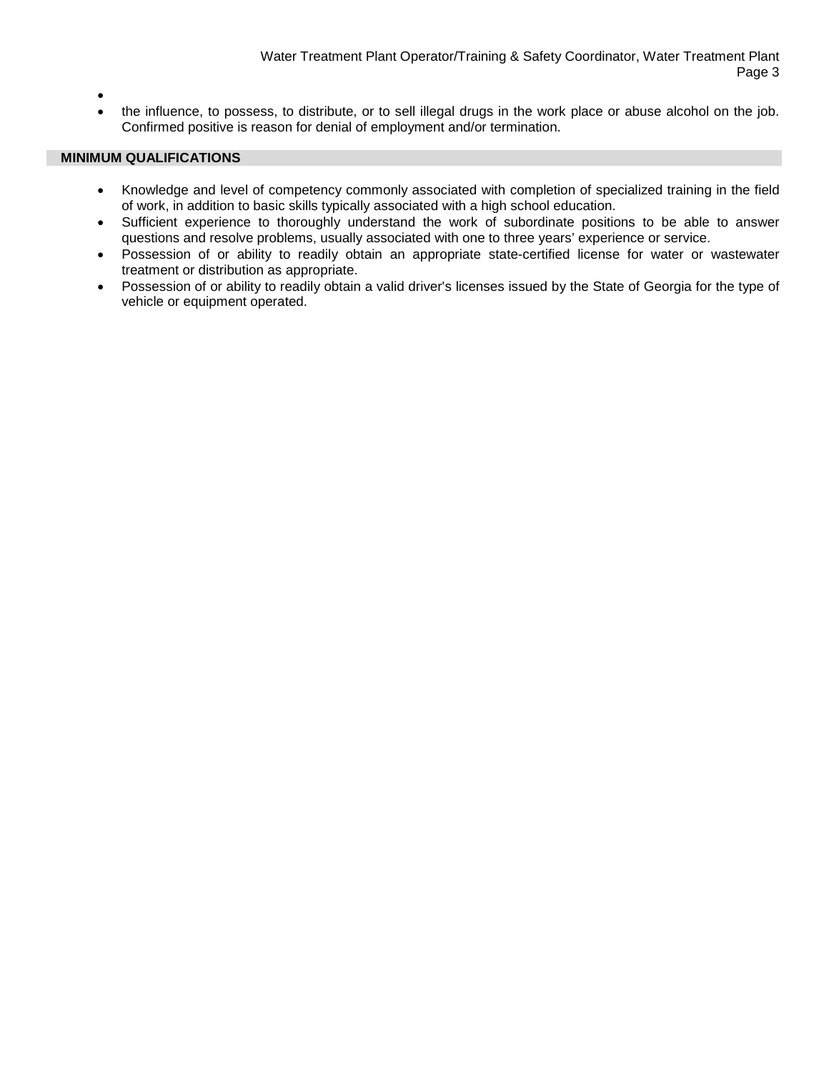- 
- the influence, to possess, to distribute, or to sell illegal drugs in the work place or abuse alcohol on the job. Confirmed positive is reason for denial of employment and/or termination.

## MINIMUM QUALIFICATIONS

- Knowledge and level of competency commonly associated with completion of specialized training in the field of work, in addition to basic skills typically associated with a high school education.
- Sufficient experience to thoroughly understand the work of subordinate positions to be able to answer questions and resolve problems, usually associated with one to three years' experience or service.
- Possession of or ability to readily obtain an appropriate state-certified license for water or wastewater treatment or distribution as appropriate.
- Possession of or ability to readily obtain a valid driver's licenses issued by the State of Georgia for the type of vehicle or equipment operated.